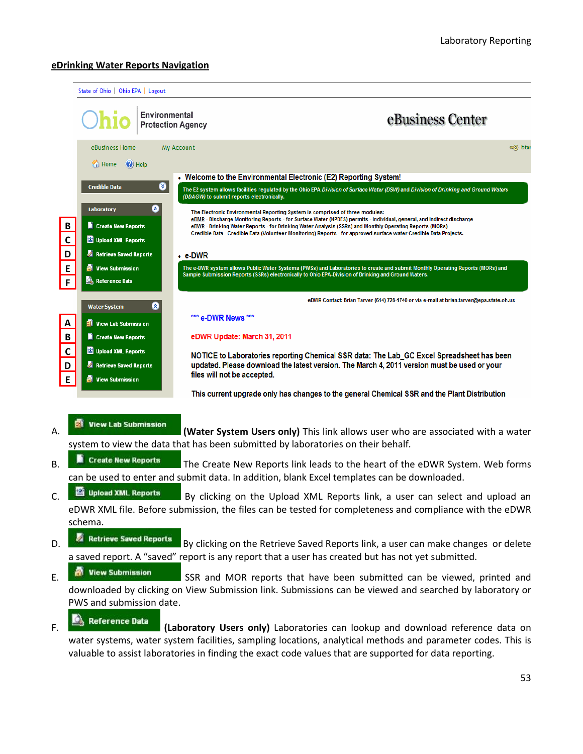## eDrinking Water Reports Navigation

State of Ohio | Ohio EPA | Logout

Ohio Environmental Protection Agency — eBusiness Center

eBusiness Home    My Account

Home    Help

**Credible Data**

**Laboratory**

- B — Create New Reports
- C — Upload XML Reports
- D — Retrieve Saved Reports
- E — View Submission
- F — Reference Data

**Water System**

- A — View Lab Submission
- B — Create New Reports
- C — Upload XML Reports
- D — Retrieve Saved Reports
- E — View Submission

- Welcome to the Environmental Electronic (E2) Reporting System!

The E2 system allows facilities regulated by the Ohio EPA *Division of Surface Water (DSW)* and *Division of Drinking and Ground Waters (DDAGW)* to submit reports electronically.

The Electronic Environmental Reporting System is comprised of three modules:
eDMR - Discharge Monitoring Reports - for Surface Water (NPDES) permits - individual, general, and indirect discharge
eDWR - Drinking Water Reports - for Drinking Water Analysis (SSRs) and Monthly Operating Reports (MORs)
Credible Data - Credible Data (Volunteer Monitoring) Reports - for approved surface water Credible Data Projects.

- e-DWR

The e-DWR system allows Public Water Systems (PWSs) and Laboratories to create and submit Monthly Operating Reports (MORs) and Sample Submission Reports (SSRs) electronically to Ohio EPA-Division of Drinking and Ground Waters.

eDWR Contact: Brian Tarver (614) 728-1740 or via e-mail at brian.tarver@epa.state.oh.us

*** e-DWR News ***

eDWR Update: March 31, 2011

NOTICE to Laboratories reporting Chemical SSR data: The Lab_GC Excel Spreadsheet has been updated. Please download the latest version. The March 4, 2011 version must be used or your files will not be accepted.

This current upgrade only has changes to the general Chemical SSR and the Plant Distribution

A. **View Lab Submission** **(Water System Users only)** This link allows user who are associated with a water system to view the data that has been submitted by laboratories on their behalf.

B. **Create New Reports** The Create New Reports link leads to the heart of the eDWR System. Web forms can be used to enter and submit data. In addition, blank Excel templates can be downloaded.

C. **Upload XML Reports** By clicking on the Upload XML Reports link, a user can select and upload an eDWR XML file. Before submission, the files can be tested for completeness and compliance with the eDWR schema.

D. **Retrieve Saved Reports** By clicking on the Retrieve Saved Reports link, a user can make changes or delete a saved report. A "saved" report is any report that a user has created but has not yet submitted.

E. **View Submission** SSR and MOR reports that have been submitted can be viewed, printed and downloaded by clicking on View Submission link. Submissions can be viewed and searched by laboratory or PWS and submission date.

F. **Reference Data** **(Laboratory Users only)** Laboratories can lookup and download reference data on water systems, water system facilities, sampling locations, analytical methods and parameter codes. This is valuable to assist laboratories in finding the exact code values that are supported for data reporting.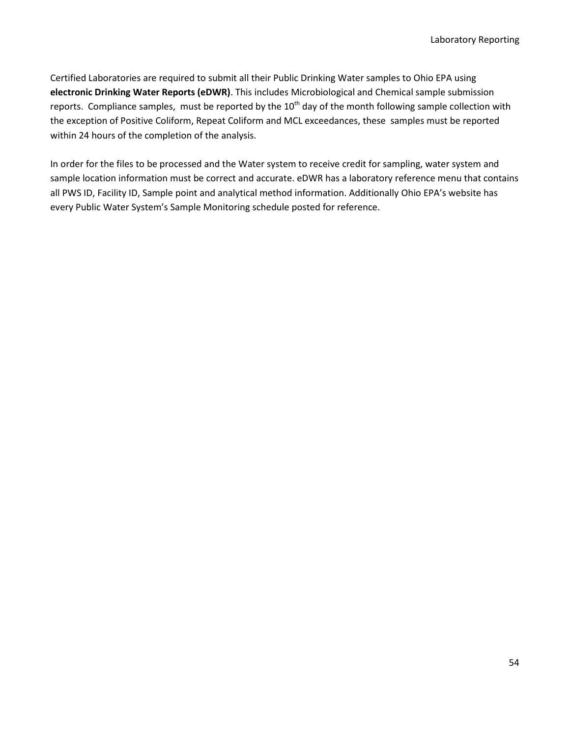Certified Laboratories are required to submit all their Public Drinking Water samples to Ohio EPA using **electronic Drinking Water Reports (eDWR)**. This includes Microbiological and Chemical sample submission reports. Compliance samples, must be reported by the 10th day of the month following sample collection with the exception of Positive Coliform, Repeat Coliform and MCL exceedances, these samples must be reported within 24 hours of the completion of the analysis.

In order for the files to be processed and the Water system to receive credit for sampling, water system and sample location information must be correct and accurate. eDWR has a laboratory reference menu that contains all PWS ID, Facility ID, Sample point and analytical method information. Additionally Ohio EPA's website has every Public Water System's Sample Monitoring schedule posted for reference.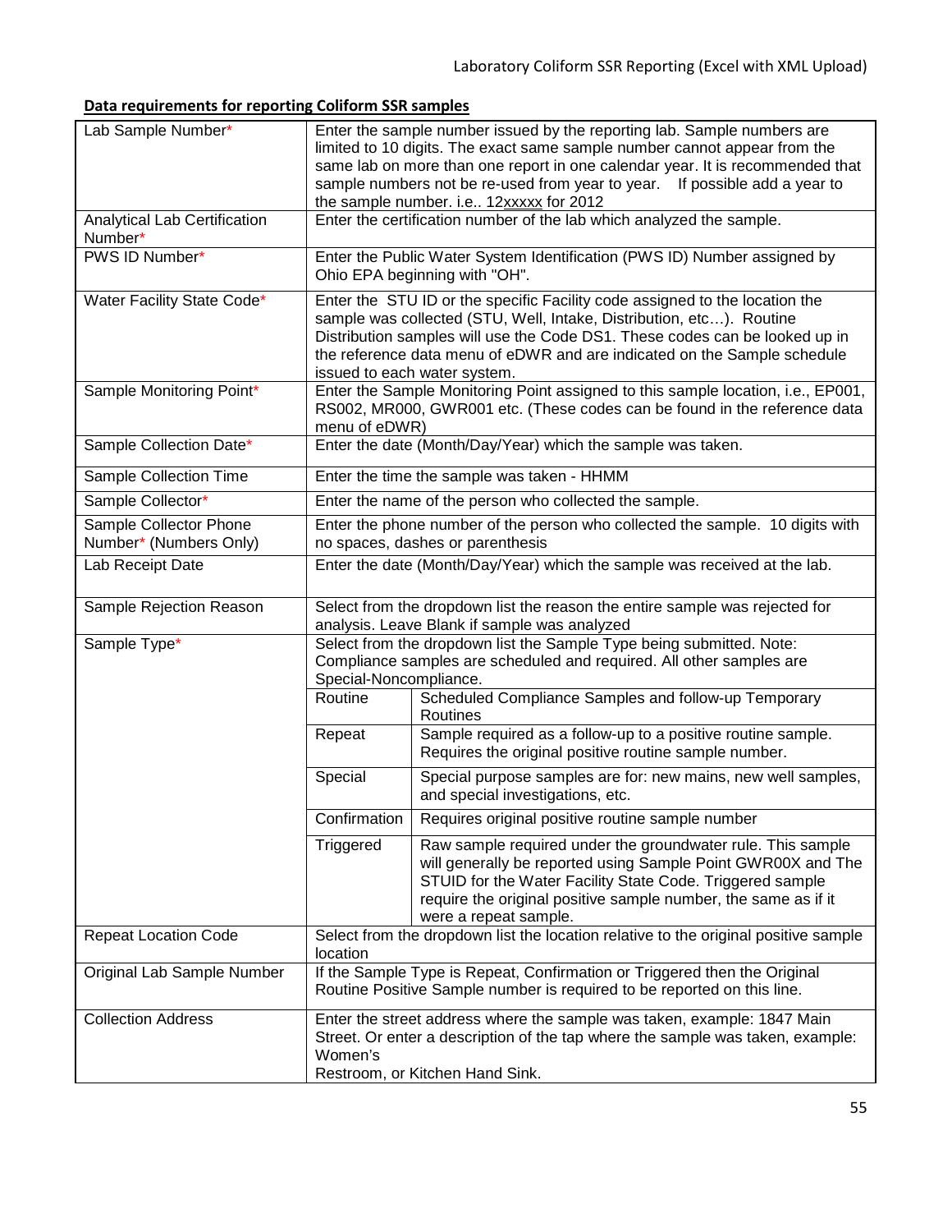**Data requirements for reporting Coliform SSR samples**

| Field | Description | |
|---|---|---|
| Lab Sample Number* | Enter the sample number issued by the reporting lab. Sample numbers are limited to 10 digits. The exact same sample number cannot appear from the same lab on more than one report in one calendar year. It is recommended that sample numbers not be re-used from year to year. If possible add a year to the sample number. i.e.. 12xxxxx for 2012 | |
| Analytical Lab Certification Number* | Enter the certification number of the lab which analyzed the sample. | |
| PWS ID Number* | Enter the Public Water System Identification (PWS ID) Number assigned by Ohio EPA beginning with "OH". | |
| Water Facility State Code* | Enter the STU ID or the specific Facility code assigned to the location the sample was collected (STU, Well, Intake, Distribution, etc…). Routine Distribution samples will use the Code DS1. These codes can be looked up in the reference data menu of eDWR and are indicated on the Sample schedule issued to each water system. | |
| Sample Monitoring Point* | Enter the Sample Monitoring Point assigned to this sample location, i.e., EP001, RS002, MR000, GWR001 etc. (These codes can be found in the reference data menu of eDWR) | |
| Sample Collection Date* | Enter the date (Month/Day/Year) which the sample was taken. | |
| Sample Collection Time | Enter the time the sample was taken - HHMM | |
| Sample Collector* | Enter the name of the person who collected the sample. | |
| Sample Collector Phone Number* (Numbers Only) | Enter the phone number of the person who collected the sample. 10 digits with no spaces, dashes or parenthesis | |
| Lab Receipt Date | Enter the date (Month/Day/Year) which the sample was received at the lab. | |
| Sample Rejection Reason | Select from the dropdown list the reason the entire sample was rejected for analysis. Leave Blank if sample was analyzed | |
| Sample Type* | Select from the dropdown list the Sample Type being submitted. Note: Compliance samples are scheduled and required. All other samples are Special-Noncompliance. | |
| | Routine | Scheduled Compliance Samples and follow-up Temporary Routines |
| | Repeat | Sample required as a follow-up to a positive routine sample. Requires the original positive routine sample number. |
| | Special | Special purpose samples are for: new mains, new well samples, and special investigations, etc. |
| | Confirmation | Requires original positive routine sample number |
| | Triggered | Raw sample required under the groundwater rule. This sample will generally be reported using Sample Point GWR00X and The STUID for the Water Facility State Code. Triggered sample require the original positive sample number, the same as if it were a repeat sample. |
| Repeat Location Code | Select from the dropdown list the location relative to the original positive sample location | |
| Original Lab Sample Number | If the Sample Type is Repeat, Confirmation or Triggered then the Original Routine Positive Sample number is required to be reported on this line. | |
| Collection Address | Enter the street address where the sample was taken, example: 1847 Main Street. Or enter a description of the tap where the sample was taken, example: Women's Restroom, or Kitchen Hand Sink. | |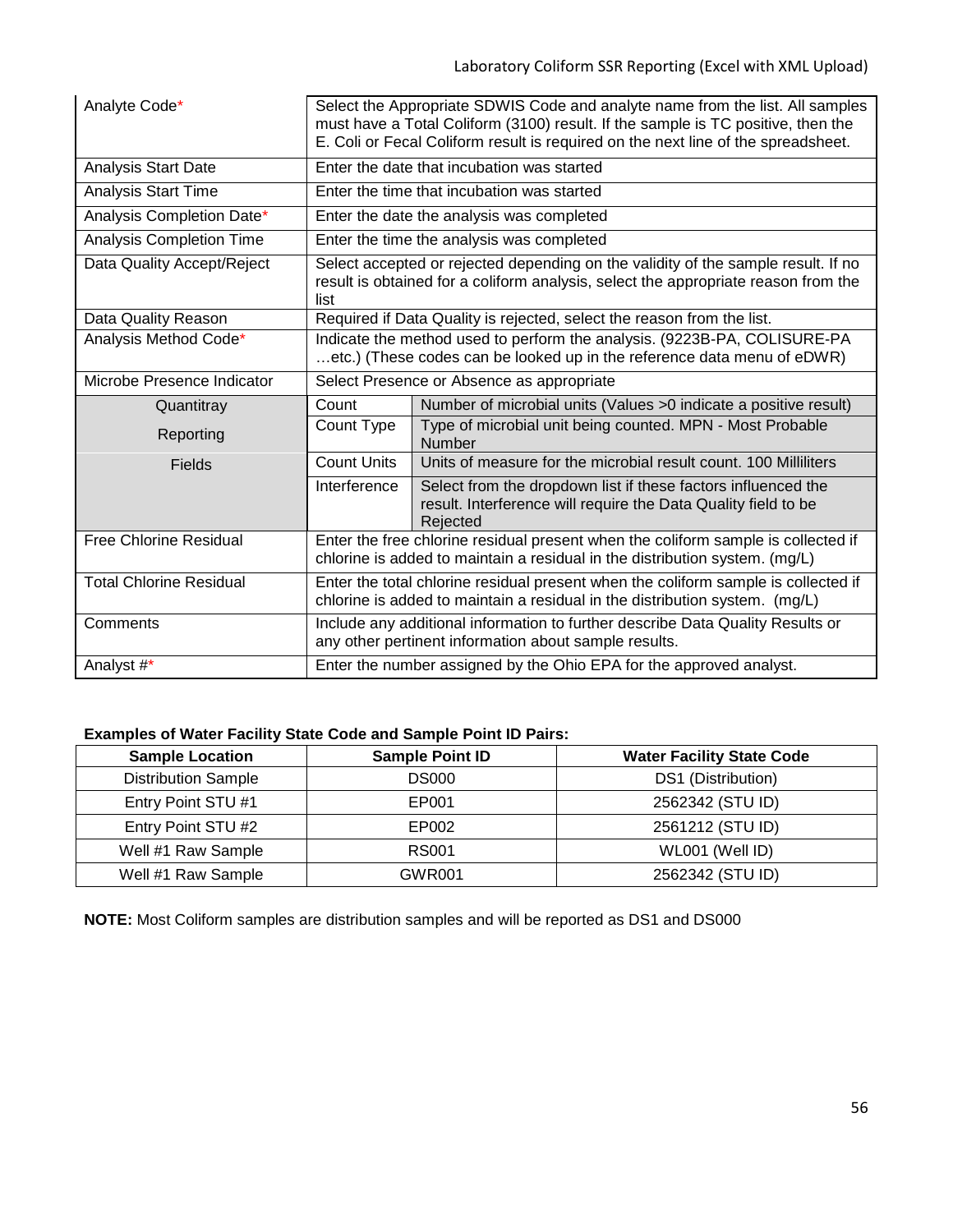| | | |
|---|---|---|
| Analyte Code* | Select the Appropriate SDWIS Code and analyte name from the list. All samples must have a Total Coliform (3100) result. If the sample is TC positive, then the E. Coli or Fecal Coliform result is required on the next line of the spreadsheet. | |
| Analysis Start Date | Enter the date that incubation was started | |
| Analysis Start Time | Enter the time that incubation was started | |
| Analysis Completion Date* | Enter the date the analysis was completed | |
| Analysis Completion Time | Enter the time the analysis was completed | |
| Data Quality Accept/Reject | Select accepted or rejected depending on the validity of the sample result. If no result is obtained for a coliform analysis, select the appropriate reason from the list | |
| Data Quality Reason | Required if Data Quality is rejected, select the reason from the list. | |
| Analysis Method Code* | Indicate the method used to perform the analysis. (9223B-PA, COLISURE-PA …etc.) (These codes can be looked up in the reference data menu of eDWR) | |
| Microbe Presence Indicator | Select Presence or Absence as appropriate | |
| Quantitray Reporting Fields | Count | Number of microbial units (Values >0 indicate a positive result) |
| | Count Type | Type of microbial unit being counted. MPN - Most Probable Number |
| | Count Units | Units of measure for the microbial result count. 100 Milliliters |
| | Interference | Select from the dropdown list if these factors influenced the result. Interference will require the Data Quality field to be Rejected |
| Free Chlorine Residual | Enter the free chlorine residual present when the coliform sample is collected if chlorine is added to maintain a residual in the distribution system. (mg/L) | |
| Total Chlorine Residual | Enter the total chlorine residual present when the coliform sample is collected if chlorine is added to maintain a residual in the distribution system. (mg/L) | |
| Comments | Include any additional information to further describe Data Quality Results or any other pertinent information about sample results. | |
| Analyst #* | Enter the number assigned by the Ohio EPA for the approved analyst. | |

**Examples of Water Facility State Code and Sample Point ID Pairs:**

| Sample Location | Sample Point ID | Water Facility State Code |
|---|---|---|
| Distribution Sample | DS000 | DS1 (Distribution) |
| Entry Point STU #1 | EP001 | 2562342 (STU ID) |
| Entry Point STU #2 | EP002 | 2561212 (STU ID) |
| Well #1 Raw Sample | RS001 | WL001 (Well ID) |
| Well #1 Raw Sample | GWR001 | 2562342 (STU ID) |

**NOTE:** Most Coliform samples are distribution samples and will be reported as DS1 and DS000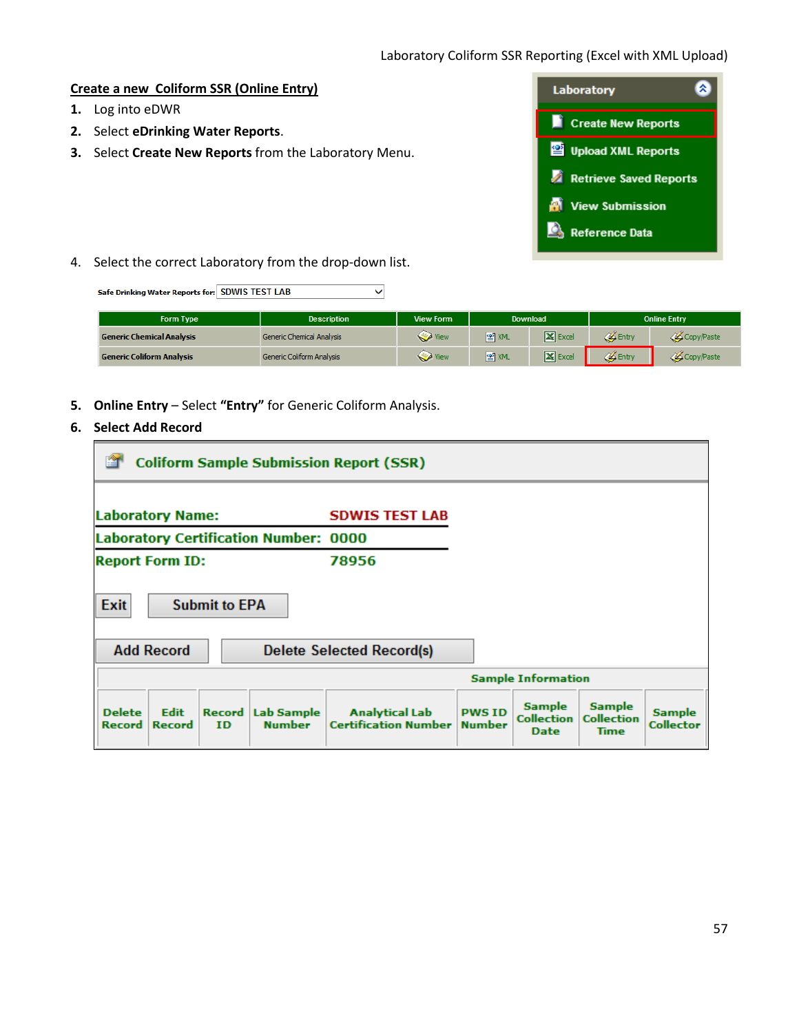## Create a new Coliform SSR (Online Entry)

1. Log into eDWR
2. Select **eDrinking Water Reports**.
3. Select **Create New Reports** from the Laboratory Menu.

Laboratory

- Create New Reports
- Upload XML Reports
- Retrieve Saved Reports
- View Submission
- Reference Data

4. Select the correct Laboratory from the drop-down list.

Safe Drinking Water Reports for: SDWIS TEST LAB

| Form Type | Description | View Form | Download | | Online Entry | |
|---|---|---|---|---|---|---|
| Generic Chemical Analysis | Generic Chemical Analysis | View | XML | Excel | Entry | Copy/Paste |
| Generic Coliform Analysis | Generic Coliform Analysis | View | XML | Excel | Entry | Copy/Paste |

5. **Online Entry** – Select **"Entry"** for Generic Coliform Analysis.
6. **Select Add Record**

**Coliform Sample Submission Report (SSR)**

**Laboratory Name:** SDWIS TEST LAB
**Laboratory Certification Number:** 0000
**Report Form ID:** 78956

Exit | Submit to EPA

Add Record | Delete Selected Record(s)

| Sample Information | | | | | | | | |
|---|---|---|---|---|---|---|---|---|
| Delete Record | Edit Record | Record ID | Lab Sample Number | Analytical Lab Certification Number | PWS ID Number | Sample Collection Date | Sample Collection Time | Sample Collector |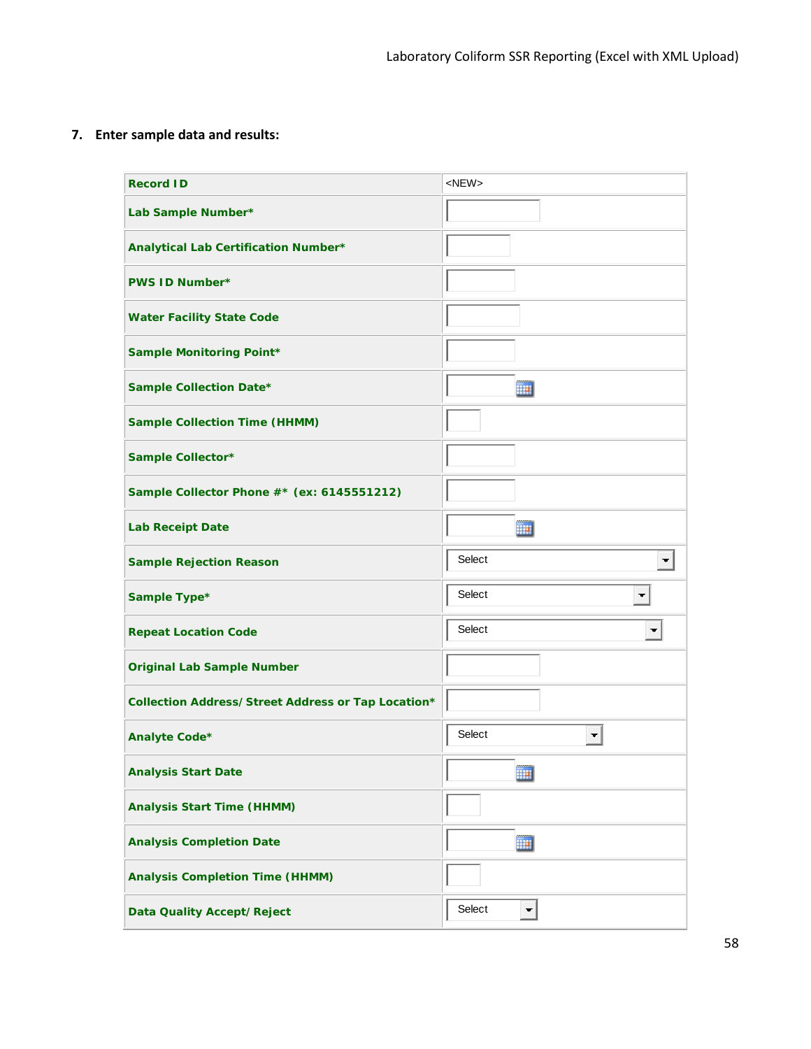7. **Enter sample data and results:**

| Field | Value |
|---|---|
| **Record ID** | <NEW> |
| **Lab Sample Number*** | |
| **Analytical Lab Certification Number*** | |
| **PWS ID Number*** | |
| **Water Facility State Code** | |
| **Sample Monitoring Point*** | |
| **Sample Collection Date*** | |
| **Sample Collection Time (HHMM)** | |
| **Sample Collector*** | |
| **Sample Collector Phone #* (ex: 6145551212)** | |
| **Lab Receipt Date** | |
| **Sample Rejection Reason** | Select |
| **Sample Type*** | Select |
| **Repeat Location Code** | Select |
| **Original Lab Sample Number** | |
| **Collection Address/ Street Address or Tap Location*** | |
| **Analyte Code*** | Select |
| **Analysis Start Date** | |
| **Analysis Start Time (HHMM)** | |
| **Analysis Completion Date** | |
| **Analysis Completion Time (HHMM)** | |
| **Data Quality Accept/ Reject** | Select |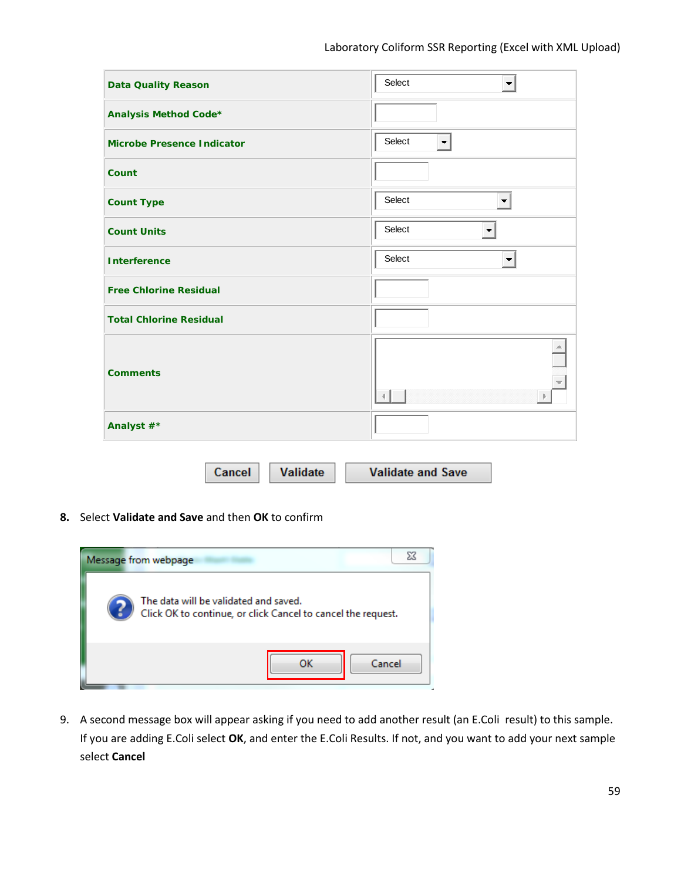| Field | Input |
|---|---|
| **Data Quality Reason** | Select |
| **Analysis Method Code*** | |
| **Microbe Presence Indicator** | Select |
| **Count** | |
| **Count Type** | Select |
| **Count Units** | Select |
| **Interference** | Select |
| **Free Chlorine Residual** | |
| **Total Chlorine Residual** | |
| **Comments** | |
| **Analyst #*** | |

Cancel | Validate | Validate and Save

8. Select **Validate and Save** and then **OK** to confirm

Message from webpage

The data will be validated and saved.
Click OK to continue, or click Cancel to cancel the request.

OK | Cancel

9. A second message box will appear asking if you need to add another result (an E.Coli result) to this sample. If you are adding E.Coli select **OK**, and enter the E.Coli Results. If not, and you want to add your next sample select **Cancel**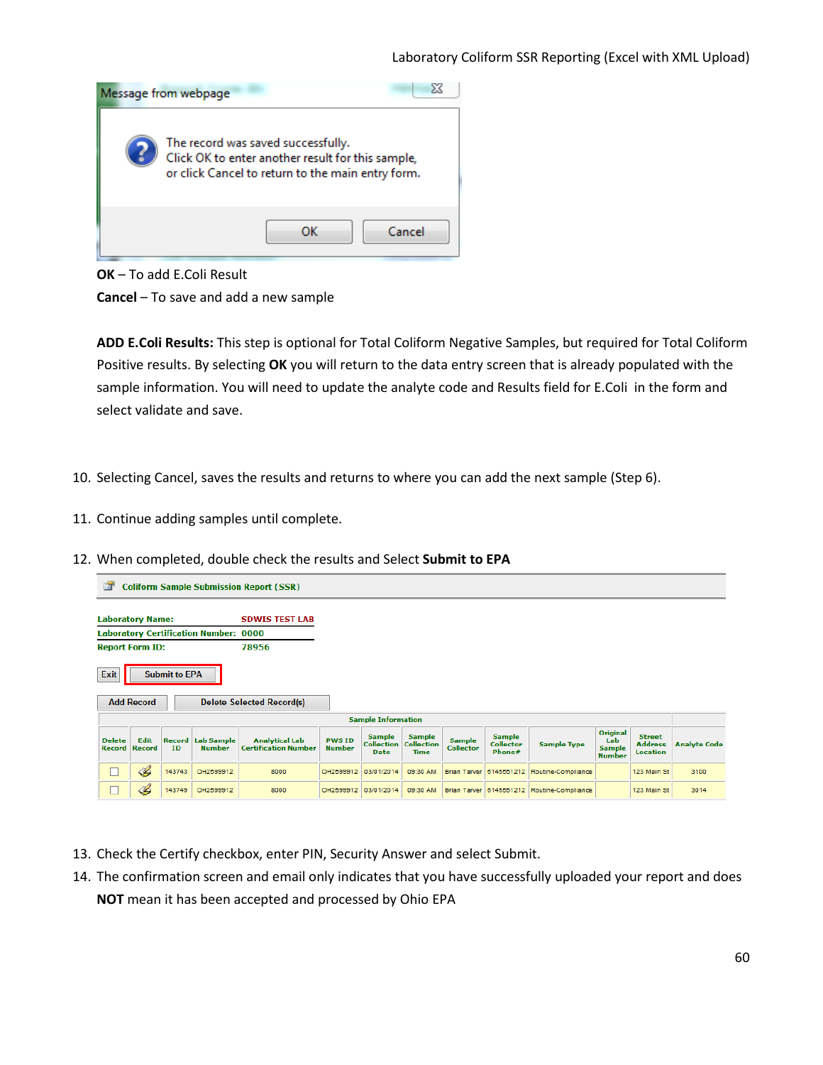Message from webpage

The record was saved successfully.
Click OK to enter another result for this sample,
or click Cancel to return to the main entry form.

OK | Cancel

**OK** – To add E.Coli Result

**Cancel** – To save and add a new sample

**ADD E.Coli Results:** This step is optional for Total Coliform Negative Samples, but required for Total Coliform Positive results. By selecting **OK** you will return to the data entry screen that is already populated with the sample information. You will need to update the analyte code and Results field for E.Coli in the form and select validate and save.

10. Selecting Cancel, saves the results and returns to where you can add the next sample (Step 6).

11. Continue adding samples until complete.

12. When completed, double check the results and Select **Submit to EPA**

Coliform Sample Submission Report (SSR)

Laboratory Name: SDWIS TEST LAB
Laboratory Certification Number: 0000
Report Form ID: 78956

Exit | Submit to EPA

Add Record | Delete Selected Record(s)

| Sample Information | | | | | | | | | | | | | | |
|---|---|---|---|---|---|---|---|---|---|---|---|---|---|---|
| Delete Record | Edit Record | Record ID | Lab Sample Number | Analytical Lab Certification Number | PWS ID Number | Sample Collection Date | Sample Collection Time | Sample Collector | Sample Collector Phone# | Sample Type | Original Lab Sample Number | Street Address Location | Analyte Code |
| ☐ | | 143743 | OH2599912 | 8000 | OH2599912 | 03/01/2014 | 09:30 AM | Brian Tarver | 6145551212 | Routine-Compliance | | 123 Main St | 3100 |
| ☐ | | 143749 | OH2599912 | 8000 | OH2599912 | 03/01/2014 | 09:30 AM | Brian Tarver | 6145551212 | Routine-Compliance | | 123 Main St | 3014 |

13. Check the Certify checkbox, enter PIN, Security Answer and select Submit.
14. The confirmation screen and email only indicates that you have successfully uploaded your report and does **NOT** mean it has been accepted and processed by Ohio EPA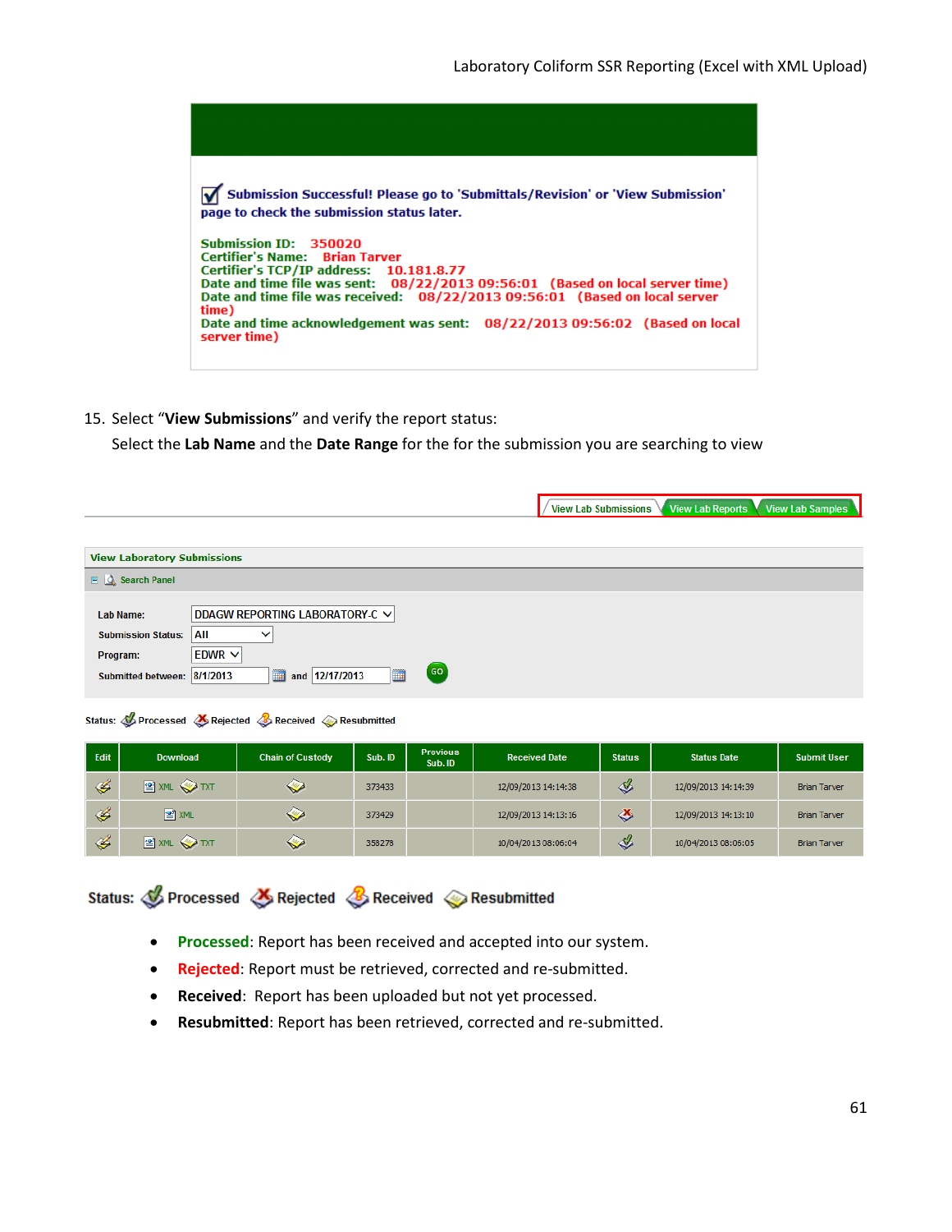Submission Successful! Please go to 'Submittals/Revision' or 'View Submission' page to check the submission status later.

Submission ID: 350020
Certifier's Name: Brian Tarver
Certifier's TCP/IP address: 10.181.8.77
Date and time file was sent: 08/22/2013 09:56:01 (Based on local server time)
Date and time file was received: 08/22/2013 09:56:01 (Based on local server time)
Date and time acknowledgement was sent: 08/22/2013 09:56:02 (Based on local server time)

15. Select "**View Submissions**" and verify the report status:

    Select the **Lab Name** and the **Date Range** for the for the submission you are searching to view

View Lab Submissions | View Lab Reports | View Lab Samples

**View Laboratory Submissions**

Search Panel

Lab Name: DDAGW REPORTING LABORATORY-C
Submission Status: All
Program: EDWR
Submitted between: 8/1/2013 and 12/17/2013 GO

Status: Processed Rejected Received Resubmitted

| Edit | Download | Chain of Custody | Sub. ID | Previous Sub. ID | Received Date | Status | Status Date | Submit User |
|---|---|---|---|---|---|---|---|---|
| | XML TXT | | 373433 | | 12/09/2013 14:14:38 | | 12/09/2013 14:14:39 | Brian Tarver |
| | XML | | 373429 | | 12/09/2013 14:13:16 | | 12/09/2013 14:13:10 | Brian Tarver |
| | XML TXT | | 358278 | | 10/04/2013 08:06:04 | | 10/04/2013 08:06:05 | Brian Tarver |

Status: Processed Rejected Received Resubmitted

- **Processed**: Report has been received and accepted into our system.
- **Rejected**: Report must be retrieved, corrected and re-submitted.
- **Received**: Report has been uploaded but not yet processed.
- **Resubmitted**: Report has been retrieved, corrected and re-submitted.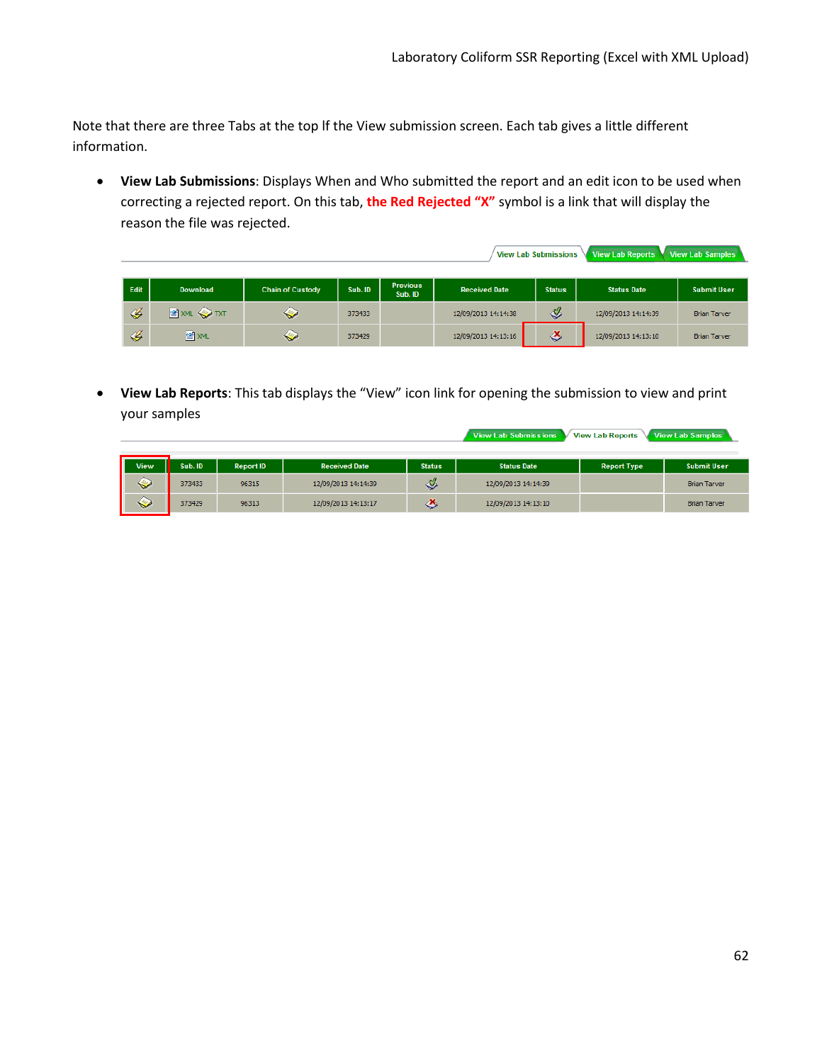Note that there are three Tabs at the top lf the View submission screen. Each tab gives a little different information.

- **View Lab Submissions**: Displays When and Who submitted the report and an edit icon to be used when correcting a rejected report. On this tab, **the Red Rejected "X"** symbol is a link that will display the reason the file was rejected.

View Lab Submissions | View Lab Reports | View Lab Samples

| Edit | Download | Chain of Custody | Sub. ID | Previous Sub. ID | Received Date | Status | Status Date | Submit User |
|---|---|---|---|---|---|---|---|---|
| | XML TXT | | 373433 | | 12/09/2013 14:14:38 | | 12/09/2013 14:14:39 | Brian Tarver |
| | XML | | 373429 | | 12/09/2013 14:13:16 | | 12/09/2013 14:13:10 | Brian Tarver |

- **View Lab Reports**: This tab displays the "View" icon link for opening the submission to view and print your samples

View Lab Submissions | View Lab Reports | View Lab Samples

| View | Sub. ID | Report ID | Received Date | Status | Status Date | Report Type | Submit User |
|---|---|---|---|---|---|---|---|
| | 373433 | 96315 | 12/09/2013 14:14:39 | | 12/09/2013 14:14:39 | | Brian Tarver |
| | 373429 | 96313 | 12/09/2013 14:13:17 | | 12/09/2013 14:13:10 | | Brian Tarver |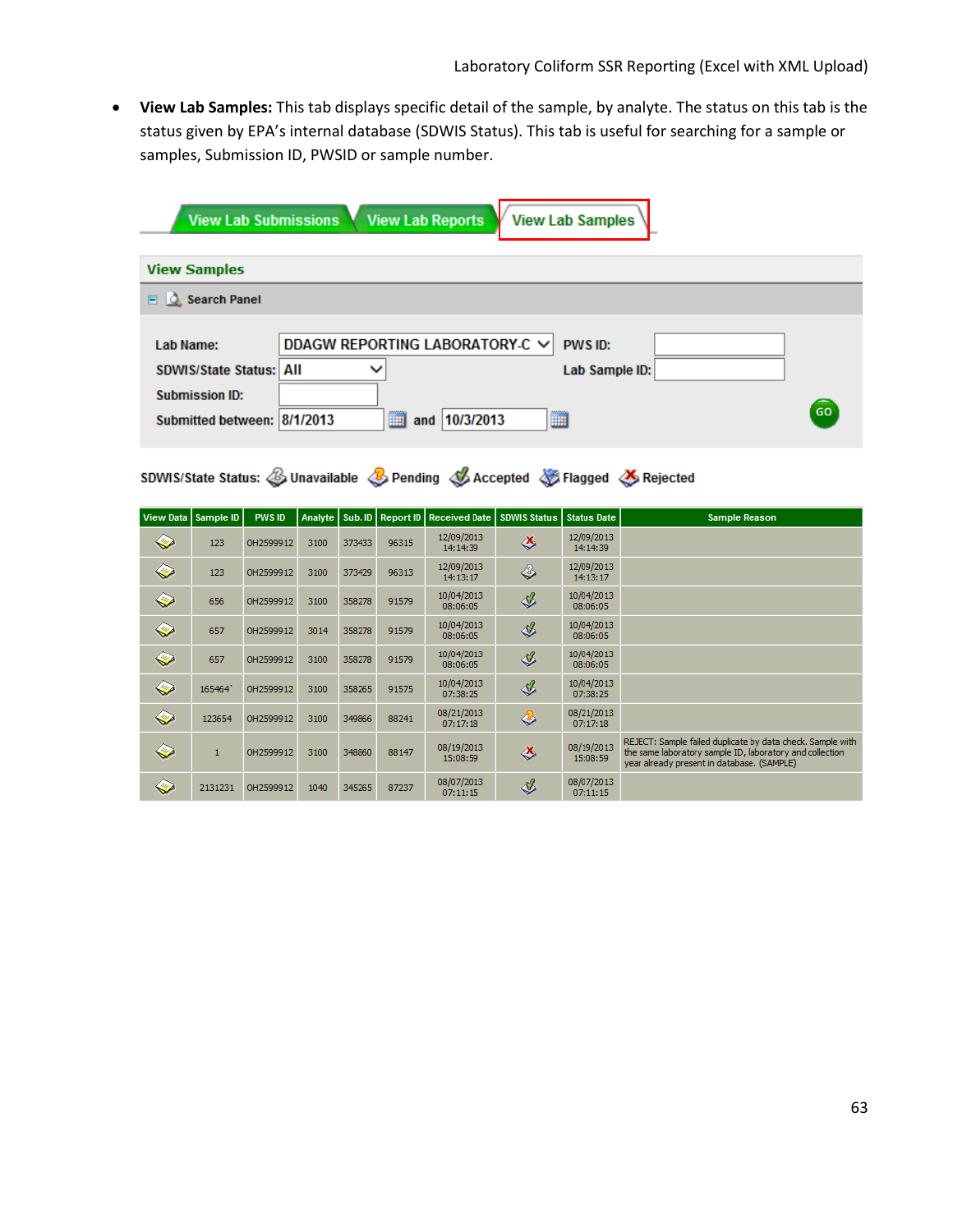- **View Lab Samples:** This tab displays specific detail of the sample, by analyte. The status on this tab is the status given by EPA's internal database (SDWIS Status). This tab is useful for searching for a sample or samples, Submission ID, PWSID or sample number.

View Lab Submissions | View Lab Reports | View Lab Samples

**View Samples**

Search Panel

Lab Name: DDAGW REPORTING LABORATORY-C
PWS ID:
SDWIS/State Status: All
Lab Sample ID:
Submission ID:
Submitted between: 8/1/2013 and 10/3/2013
GO

SDWIS/State Status: Unavailable, Pending, Accepted, Flagged, Rejected

| View Data | Sample ID | PWS ID | Analyte | Sub. ID | Report ID | Received Date | SDWIS Status | Status Date | Sample Reason |
|---|---|---|---|---|---|---|---|---|---|
| | 123 | OH2599912 | 3100 | 373433 | 96315 | 12/09/2013 14:14:39 | Rejected | 12/09/2013 14:14:39 | |
| | 123 | OH2599912 | 3100 | 373429 | 96313 | 12/09/2013 14:13:17 | Unavailable | 12/09/2013 14:13:17 | |
| | 656 | OH2599912 | 3100 | 358278 | 91579 | 10/04/2013 08:06:05 | Accepted | 10/04/2013 08:06:05 | |
| | 657 | OH2599912 | 3014 | 358278 | 91579 | 10/04/2013 08:06:05 | Accepted | 10/04/2013 08:06:05 | |
| | 657 | OH2599912 | 3100 | 358278 | 91579 | 10/04/2013 08:06:05 | Accepted | 10/04/2013 08:06:05 | |
| | 165464` | OH2599912 | 3100 | 358265 | 91575 | 10/04/2013 07:38:25 | Accepted | 10/04/2013 07:38:25 | |
| | 123654 | OH2599912 | 3100 | 349866 | 88241 | 08/21/2013 07:17:18 | Pending | 08/21/2013 07:17:18 | |
| | 1 | OH2599912 | 3100 | 348860 | 88147 | 08/19/2013 15:08:59 | Rejected | 08/19/2013 15:08:59 | REJECT: Sample failed duplicate by data check. Sample with the same laboratory sample ID, laboratory and collection year already present in database. (SAMPLE) |
| | 2131231 | OH2599912 | 1040 | 345265 | 87237 | 08/07/2013 07:11:15 | Accepted | 08/07/2013 07:11:15 | |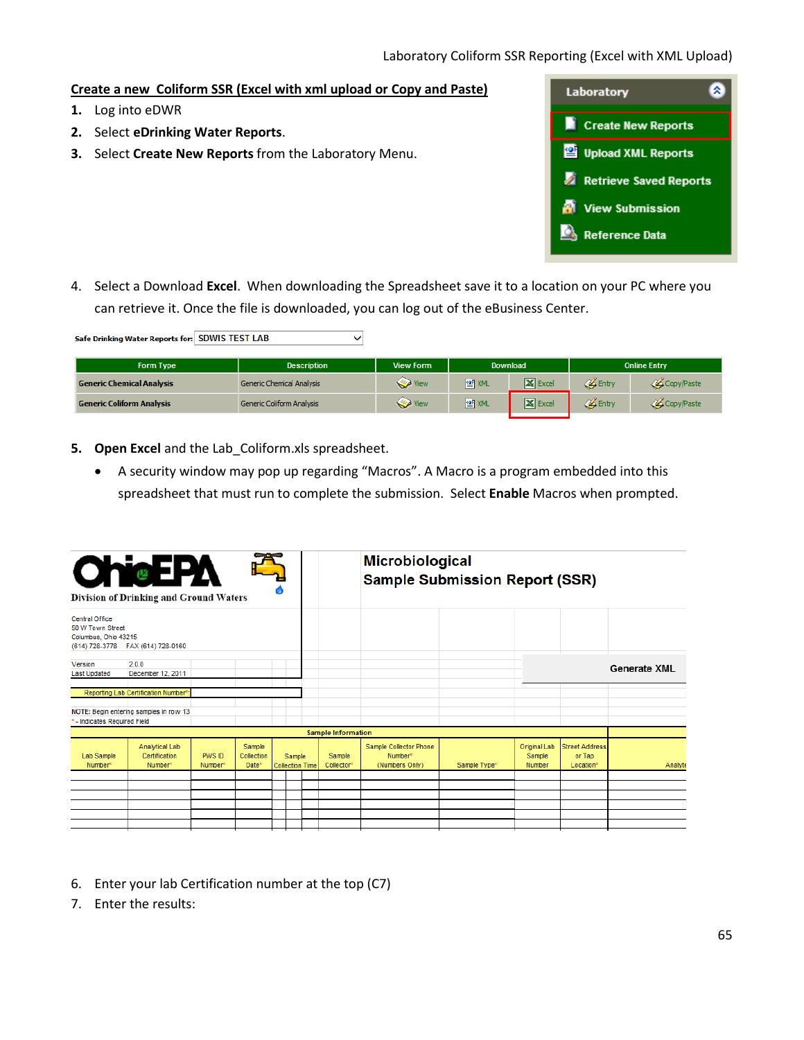## Create a new Coliform SSR (Excel with xml upload or Copy and Paste)

1. Log into eDWR
2. Select **eDrinking Water Reports**.
3. Select **Create New Reports** from the Laboratory Menu.

Laboratory
- Create New Reports
- Upload XML Reports
- Retrieve Saved Reports
- View Submission
- Reference Data

4. Select a Download **Excel**. When downloading the Spreadsheet save it to a location on your PC where you can retrieve it. Once the file is downloaded, you can log out of the eBusiness Center.

Safe Drinking Water Reports for: SDWIS TEST LAB

| Form Type | Description | View Form | Download | | Online Entry | |
|---|---|---|---|---|---|---|
| Generic Chemical Analysis | Generic Chemical Analysis | View | XML | Excel | Entry | Copy/Paste |
| Generic Coliform Analysis | Generic Coliform Analysis | View | XML | Excel | Entry | Copy/Paste |

5. **Open Excel** and the Lab_Coliform.xls spreadsheet.
   - A security window may pop up regarding "Macros". A Macro is a program embedded into this spreadsheet that must run to complete the submission. Select **Enable** Macros when prompted.

OhioEPA
Division of Drinking and Ground Waters

**Microbiological Sample Submission Report (SSR)**

Central Office
50 W Town Street
Columbus, Ohio 43215
(614) 728-3778 FAX (614) 728-0160

Version 2.0.0
Last Updated December 12, 2011

Generate XML

Reporting Lab Certification Number*:

NOTE: Begin entering samples in row 13
* - Indicates Required Field

| Sample Information | | | | | | | | | | | |
|---|---|---|---|---|---|---|---|---|---|---|---|
| Lab Sample Number* | Analytical Lab Certification Number* | PWS ID Number* | Sample Collection Date* | Sample Collection Time | Sample Collector* | Sample Collector Phone Number* (Numbers Only) | Sample Type* | Original Lab Sample Number | Street Address or Tap Location* | Analyte |
| | | | | | | | | | | |

6. Enter your lab Certification number at the top (C7)
7. Enter the results: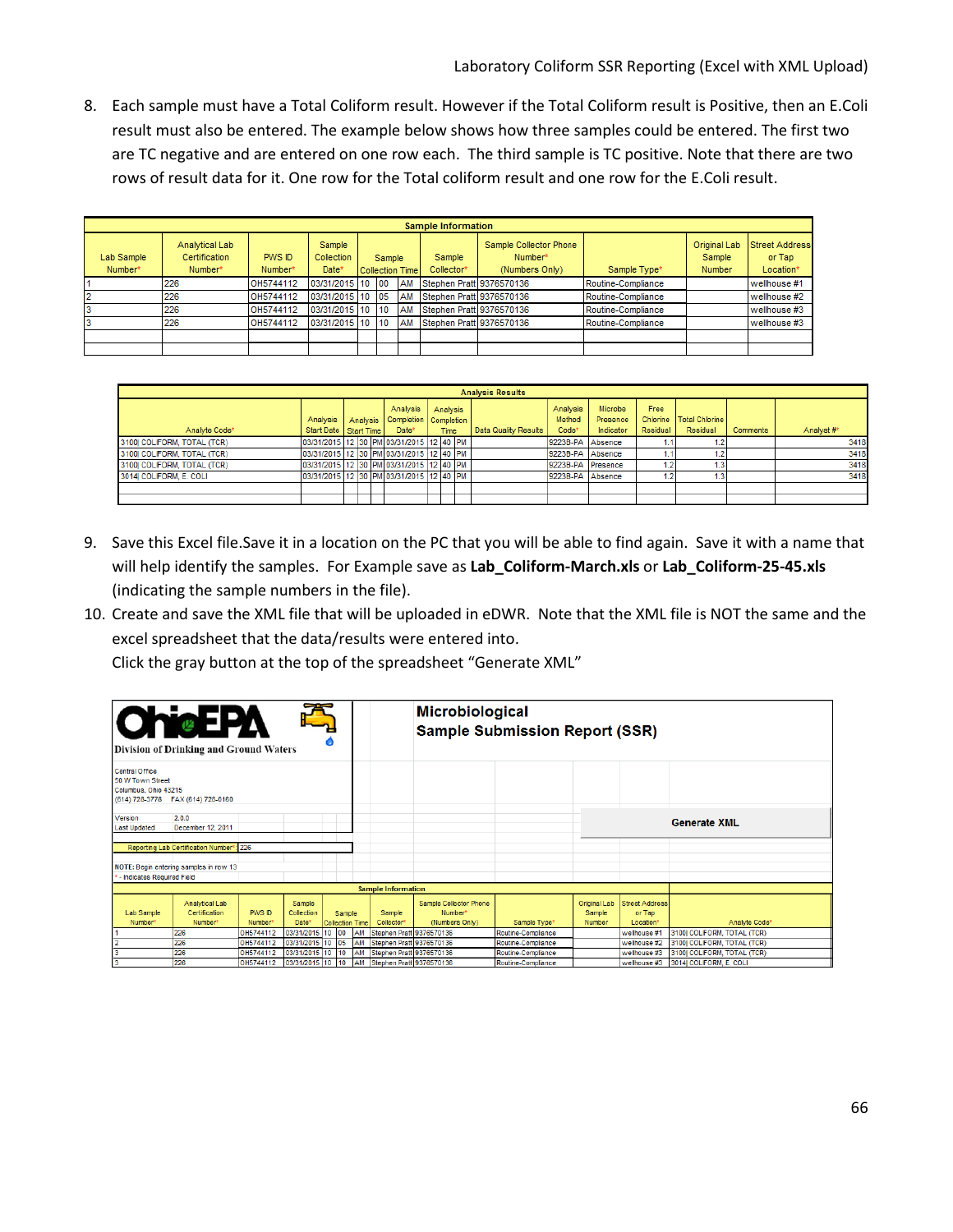8. Each sample must have a Total Coliform result. However if the Total Coliform result is Positive, then an E.Coli result must also be entered. The example below shows how three samples could be entered. The first two are TC negative and are entered on one row each. The third sample is TC positive. Note that there are two rows of result data for it. One row for the Total coliform result and one row for the E.Coli result.

| Sample Information | | | | | | | | | | | |
|---|---|---|---|---|---|---|---|---|---|---|---|
| Lab Sample Number* | Analytical Lab Certification Number* | PWS ID Number* | Sample Collection Date* | Sample Collection Time | | | Sample Collector* | Sample Collector Phone Number* (Numbers Only) | Sample Type* | Original Lab Sample Number | Street Address or Tap Location* |
| 1 | 226 | OH5744112 | 03/31/2015 | 10 | 00 | AM | Stephen Pratt | 9376570136 | Routine-Compliance | | wellhouse #1 |
| 2 | 226 | OH5744112 | 03/31/2015 | 10 | 05 | AM | Stephen Pratt | 9376570136 | Routine-Compliance | | wellhouse #2 |
| 3 | 226 | OH5744112 | 03/31/2015 | 10 | 10 | AM | Stephen Pratt | 9376570136 | Routine-Compliance | | wellhouse #3 |
| 3 | 226 | OH5744112 | 03/31/2015 | 10 | 10 | AM | Stephen Pratt | 9376570136 | Routine-Compliance | | wellhouse #3 |

| Analysis Results | | | | | | | | | | | | | | | | |
|---|---|---|---|---|---|---|---|---|---|---|---|---|---|---|---|---|
| Analyte Code* | Analysis Start Date | Analysis Start Time | | | Analysis Completion Date* | Analysis Completion Time | | | Data Quality Results | Analysis Method Code* | Microbe Presence Indicator | Free Chlorine Residual | Total Chlorine Residual | Comments | Analyst #* |
| 3100\| COLIFORM, TOTAL (TCR) | 03/31/2015 | 12 | 30 | PM | 03/31/2015 | 12 | 40 | PM | | 9223B-PA | Absence | 1.1 | 1.2 | | 3418 |
| 3100\| COLIFORM, TOTAL (TCR) | 03/31/2015 | 12 | 30 | PM | 03/31/2015 | 12 | 40 | PM | | 9223B-PA | Absence | 1.1 | 1.2 | | 3418 |
| 3100\| COLIFORM, TOTAL (TCR) | 03/31/2015 | 12 | 30 | PM | 03/31/2015 | 12 | 40 | PM | | 9223B-PA | Presence | 1.2 | 1.3 | | 3418 |
| 3014\| COLIFORM, E. COLI | 03/31/2015 | 12 | 30 | PM | 03/31/2015 | 12 | 40 | PM | | 9223B-PA | Absence | 1.2 | 1.3 | | 3418 |

9. Save this Excel file.Save it in a location on the PC that you will be able to find again. Save it with a name that will help identify the samples. For Example save as **Lab_Coliform-March.xls** or **Lab_Coliform-25-45.xls** (indicating the sample numbers in the file).
10. Create and save the XML file that will be uploaded in eDWR. Note that the XML file is NOT the same and the excel spreadsheet that the data/results were entered into.
    Click the gray button at the top of the spreadsheet "Generate XML"

OhioEPA
Division of Drinking and Ground Waters

**Microbiological Sample Submission Report (SSR)**

Central Office
50 W Town Street
Columbus, Ohio 43215
(614) 728-3778 FAX (614) 728-0160

Version 2.0.0
Last Updated December 12, 2011

Generate XML

Reporting Lab Certification Number*: 226

NOTE: Begin entering samples in row 13
* - Indicates Required Field

| Sample Information | | | | | | | | | | | | |
|---|---|---|---|---|---|---|---|---|---|---|---|---|
| Lab Sample Number* | Analytical Lab Certification Number* | PWS ID Number* | Sample Collection Date* | Sample Collection Time | | | Sample Collector* | Sample Collector Phone Number* (Numbers Only) | Sample Type* | Original Lab Sample Number | Street Address or Tap Location* | Analyte Code* |
| 1 | 226 | OH5744112 | 03/31/2015 | 10 | 00 | AM | Stephen Pratt | 9376570136 | Routine-Compliance | | wellhouse #1 | 3100\| COLIFORM, TOTAL (TCR) |
| 2 | 226 | OH5744112 | 03/31/2015 | 10 | 05 | AM | Stephen Pratt | 9376570136 | Routine-Compliance | | wellhouse #2 | 3100\| COLIFORM, TOTAL (TCR) |
| 3 | 226 | OH5744112 | 03/31/2015 | 10 | 10 | AM | Stephen Pratt | 9376570136 | Routine-Compliance | | wellhouse #3 | 3100\| COLIFORM, TOTAL (TCR) |
| 3 | 226 | OH5744112 | 03/31/2015 | 10 | 10 | AM | Stephen Pratt | 9376570136 | Routine-Compliance | | wellhouse #3 | 3014\| COLIFORM, E. COLI |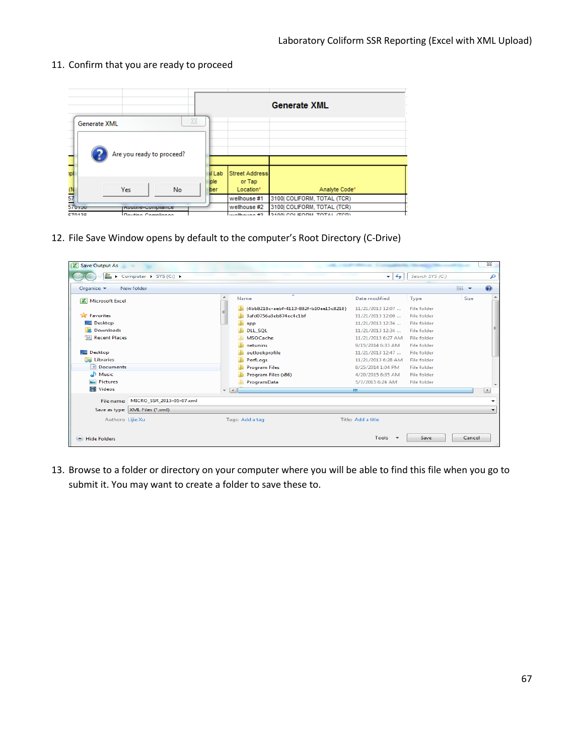11. Confirm that you are ready to proceed

12. File Save Window opens by default to the computer's Root Directory (C-Drive)

13. Browse to a folder or directory on your computer where you will be able to find this file when you go to submit it. You may want to create a folder to save these to.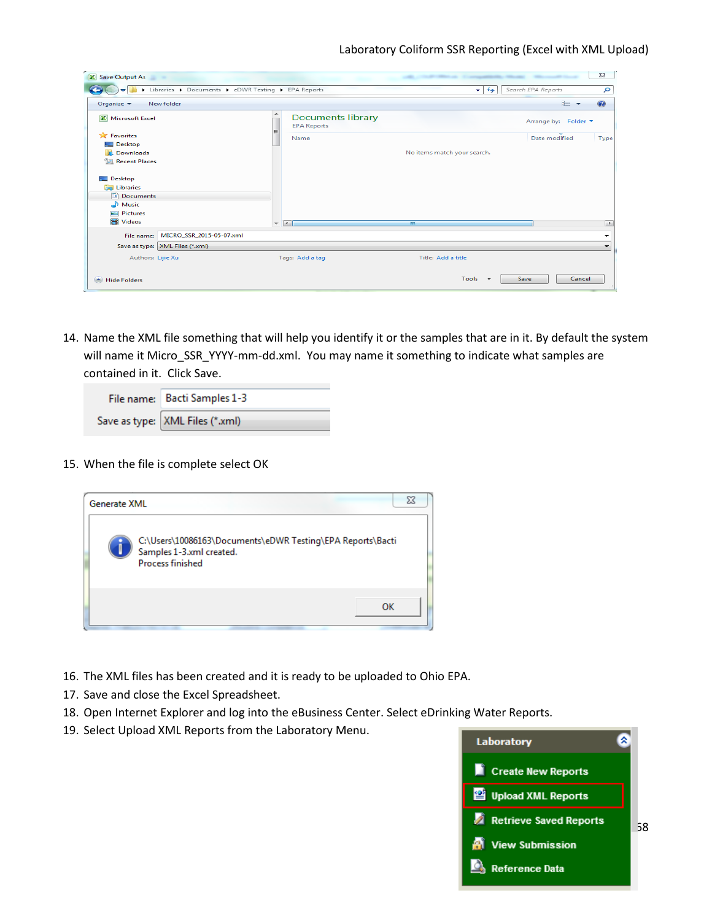14. Name the XML file something that will help you identify it or the samples that are in it. By default the system will name it Micro_SSR_YYYY-mm-dd.xml. You may name it something to indicate what samples are contained in it. Click Save.

15. When the file is complete select OK

16. The XML files has been created and it is ready to be uploaded to Ohio EPA.
17. Save and close the Excel Spreadsheet.
18. Open Internet Explorer and log into the eBusiness Center. Select eDrinking Water Reports.
19. Select Upload XML Reports from the Laboratory Menu.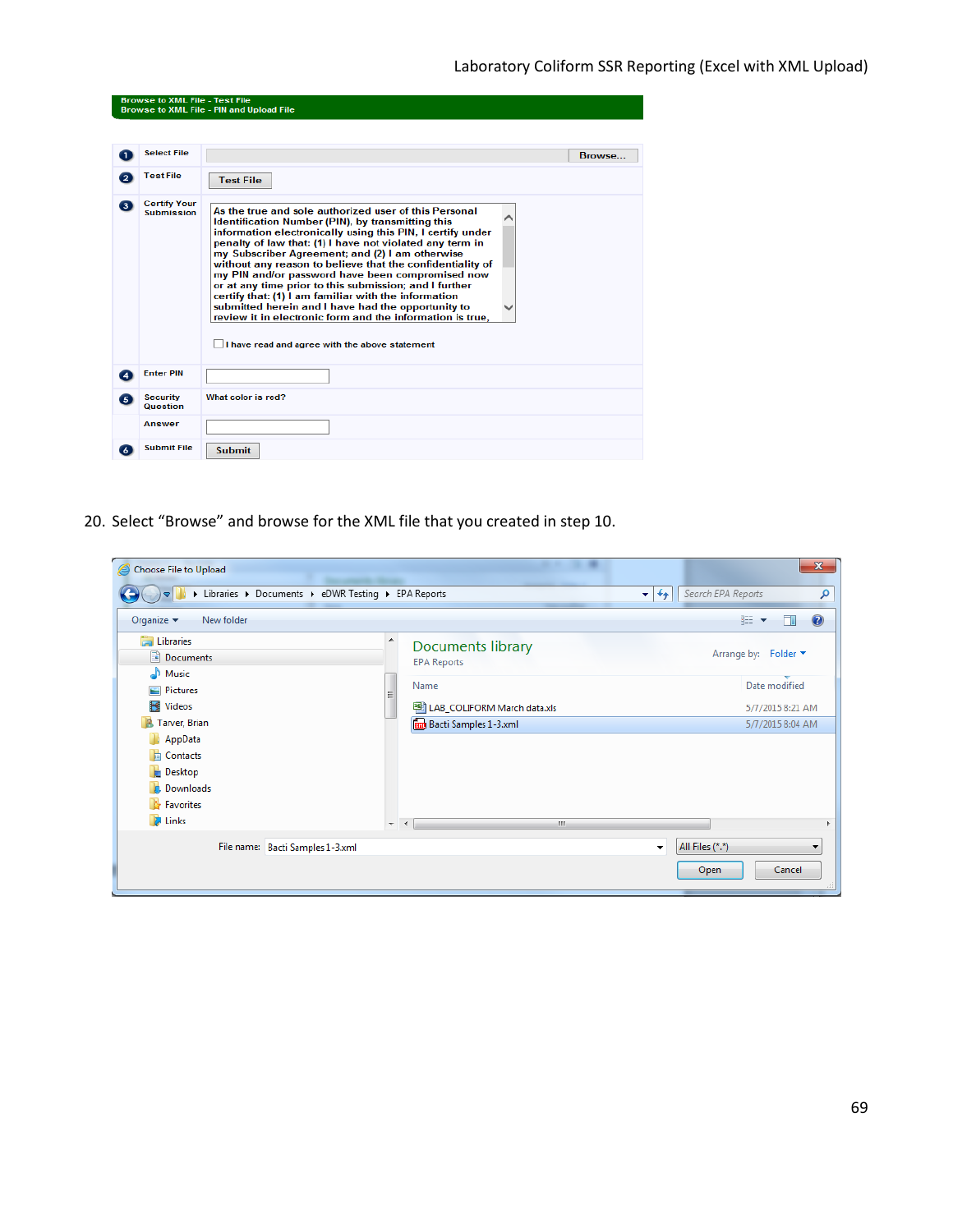Browse to XML File - Test File
Browse to XML File - PIN and Upload File

| | | |
|---|---|---|
| 1 | Select File | Browse... |
| 2 | Test File | Test File |
| 3 | Certify Your Submission | As the true and sole authorized user of this Personal Identification Number (PIN), by transmitting this information electronically using this PIN, I certify under penalty of law that: (1) I have not violated any term in my Subscriber Agreement; and (2) I am otherwise without any reason to believe that the confidentiality of my PIN and/or password have been compromised now or at any time prior to this submission; and I further certify that: (1) I am familiar with the information submitted herein and I have had the opportunity to review it in electronic form and the information is true, <br> ☐ I have read and agree with the above statement |
| 4 | Enter PIN | |
| 5 | Security Question | What color is red? |
| | Answer | |
| 6 | Submit File | Submit |

20. Select "Browse" and browse for the XML file that you created in step 10.

Choose File to Upload

Libraries ▸ Documents ▸ eDWR Testing ▸ EPA Reports

Organize ▾ New folder

Libraries: Documents, Music, Pictures, Videos; Tarver, Brian: AppData, Contacts, Desktop, Downloads, Favorites, Links

Documents library
EPA Reports

Arrange by: Folder ▾

| Name | Date modified |
|---|---|
| LAB_COLIFORM March data.xls | 5/7/2015 8:21 AM |
| Bacti Samples 1-3.xml | 5/7/2015 8:04 AM |

File name: Bacti Samples 1-3.xml    All Files (*.*)

Open    Cancel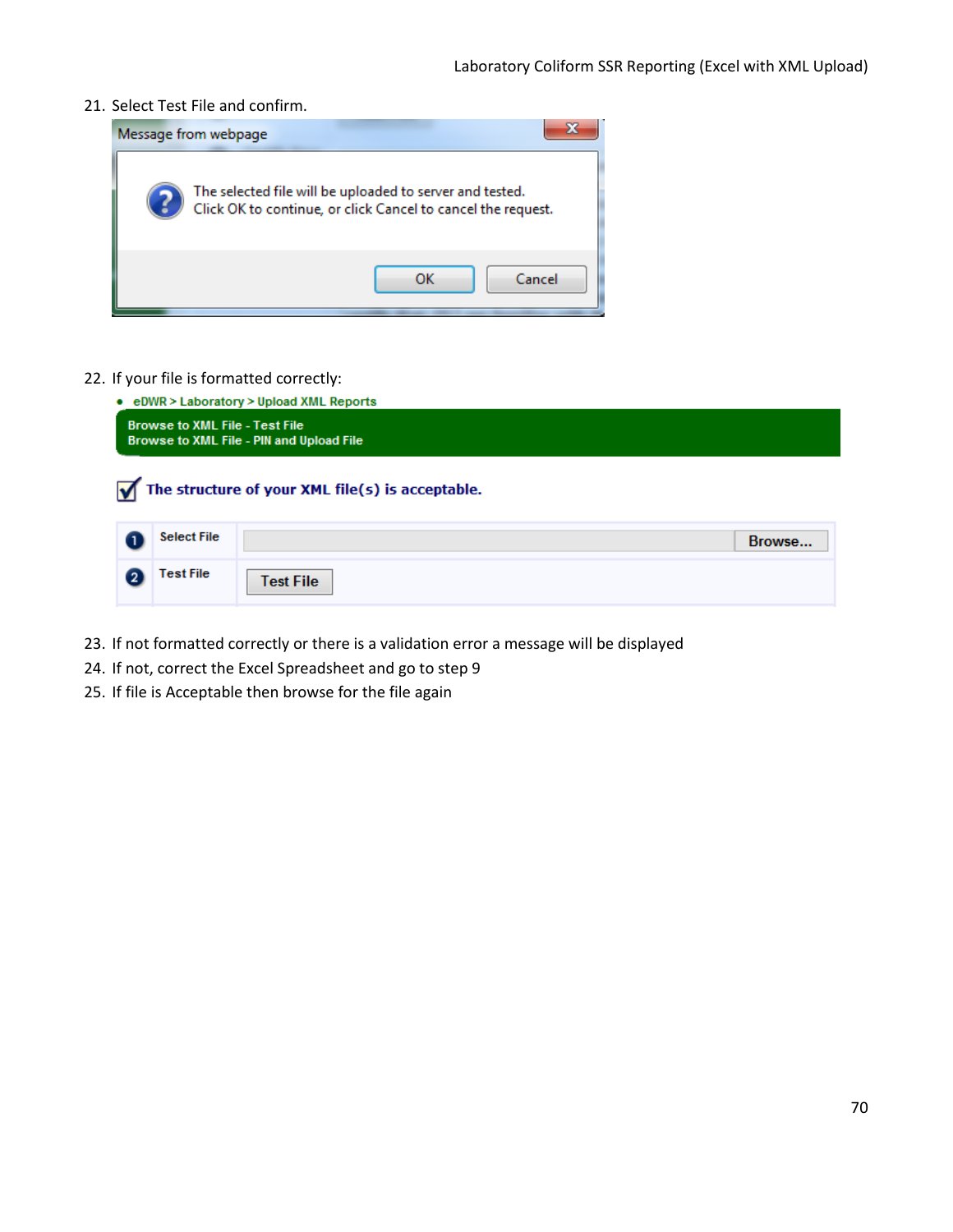21. Select Test File and confirm.

Message from webpage

The selected file will be uploaded to server and tested.
Click OK to continue, or click Cancel to cancel the request.

OK Cancel

22. If your file is formatted correctly:

- eDWR > Laboratory > Upload XML Reports

Browse to XML File - Test File
Browse to XML File - PIN and Upload File

The structure of your XML file(s) is acceptable.

| | | |
|---|---|---|
| 1 | Select File | Browse... |
| 2 | Test File | Test File |

23. If not formatted correctly or there is a validation error a message will be displayed
24. If not, correct the Excel Spreadsheet and go to step 9
25. If file is Acceptable then browse for the file again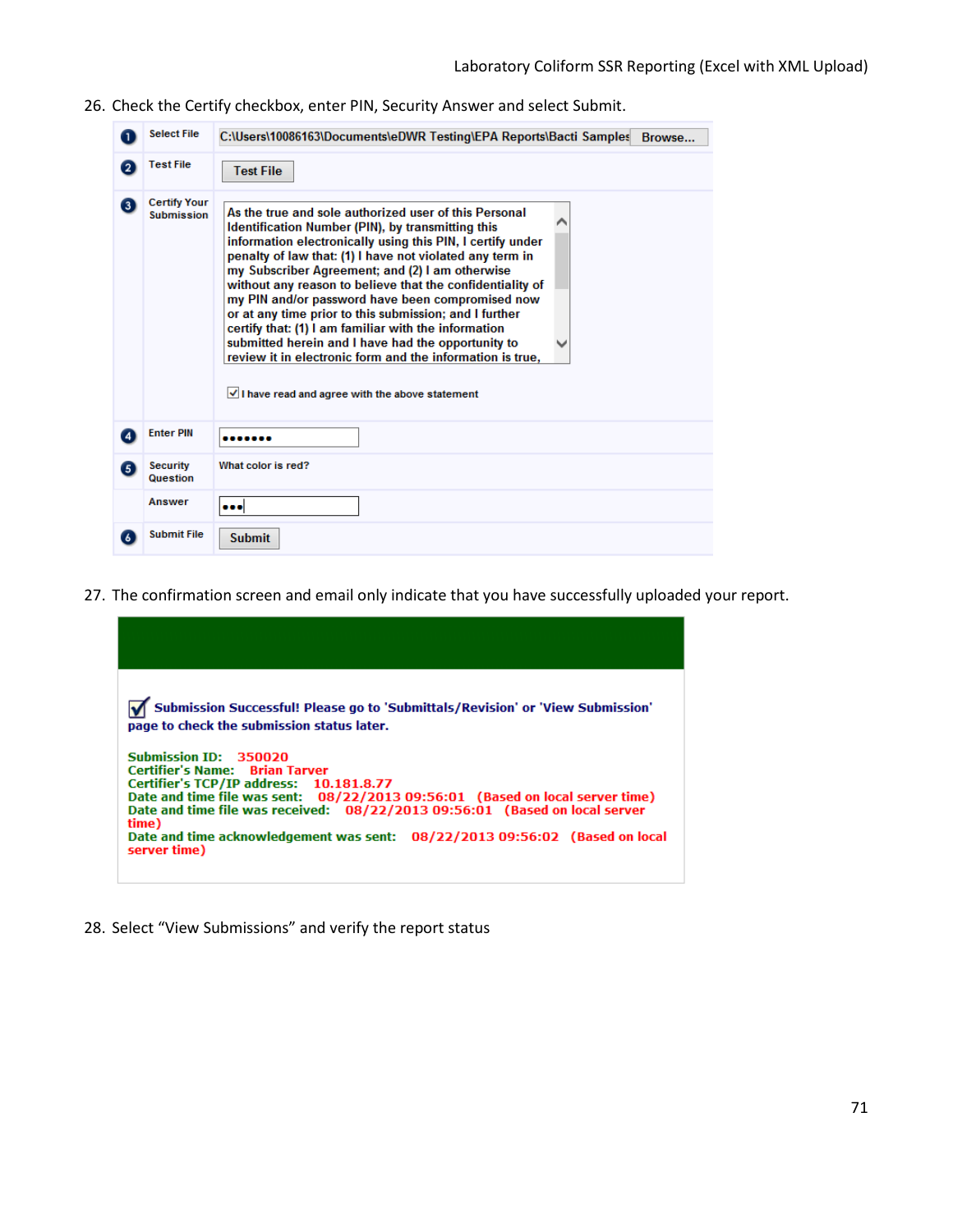26. Check the Certify checkbox, enter PIN, Security Answer and select Submit.

| | | |
|---|---|---|
| 1 | Select File | C:\Users\10086163\Documents\eDWR Testing\EPA Reports\Bacti Samples Browse... |
| 2 | Test File | Test File |
| 3 | Certify Your Submission | As the true and sole authorized user of this Personal Identification Number (PIN), by transmitting this information electronically using this PIN, I certify under penalty of law that: (1) I have not violated any term in my Subscriber Agreement; and (2) I am otherwise without any reason to believe that the confidentiality of my PIN and/or password have been compromised now or at any time prior to this submission; and I further certify that: (1) I am familiar with the information submitted herein and I have had the opportunity to review it in electronic form and the information is true, ☑ I have read and agree with the above statement |
| 4 | Enter PIN | ••••••• |
| 5 | Security Question | What color is red? |
| | Answer | ••• |
| 6 | Submit File | Submit |

27. The confirmation screen and email only indicate that you have successfully uploaded your report.

☑ **Submission Successful! Please go to 'Submittals/Revision' or 'View Submission' page to check the submission status later.**

**Submission ID:** 350020
**Certifier's Name:** Brian Tarver
**Certifier's TCP/IP address:** 10.181.8.77
**Date and time file was sent:** 08/22/2013 09:56:01 (Based on local server time)
**Date and time file was received:** 08/22/2013 09:56:01 (Based on local server time)
**Date and time acknowledgement was sent:** 08/22/2013 09:56:02 (Based on local server time)

28. Select "View Submissions" and verify the report status